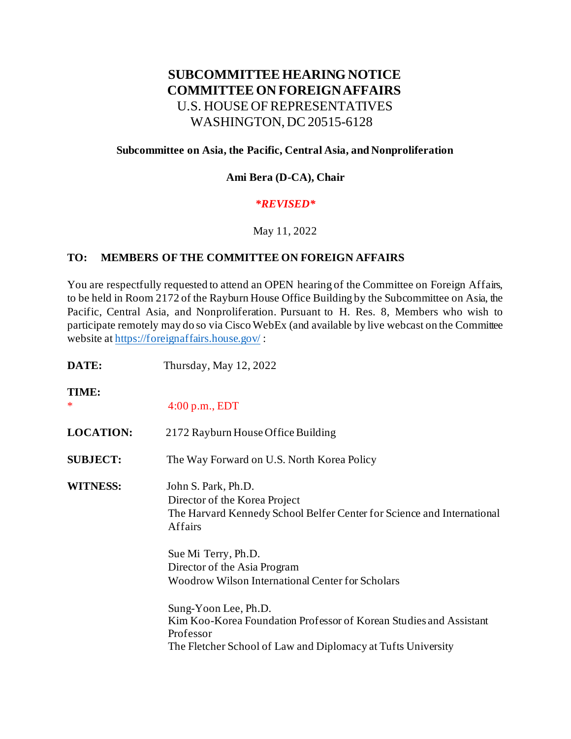# SUBCOMMITTEE HEARING NOTICE
# COMMITTEE ON FOREIGN AFFAIRS

U.S. HOUSE OF REPRESENTATIVES
WASHINGTON, DC 20515-6128

**Subcommittee on Asia, the Pacific, Central Asia, and Nonproliferation**

**Ami Bera (D-CA), Chair**

***REVISED***

May 11, 2022

**TO: MEMBERS OF THE COMMITTEE ON FOREIGN AFFAIRS**

You are respectfully requested to attend an OPEN hearing of the Committee on Foreign Affairs, to be held in Room 2172 of the Rayburn House Office Building by the Subcommittee on Asia, the Pacific, Central Asia, and Nonproliferation. Pursuant to H. Res. 8, Members who wish to participate remotely may do so via Cisco WebEx (and available by live webcast on the Committee website at https://foreignaffairs.house.gov/ :

**DATE:** Thursday, May 12, 2022

**TIME:**
* 4:00 p.m., EDT

**LOCATION:** 2172 Rayburn House Office Building

**SUBJECT:** The Way Forward on U.S. North Korea Policy

**WITNESS:** John S. Park, Ph.D.
Director of the Korea Project
The Harvard Kennedy School Belfer Center for Science and International Affairs

Sue Mi Terry, Ph.D.
Director of the Asia Program
Woodrow Wilson International Center for Scholars

Sung-Yoon Lee, Ph.D.
Kim Koo-Korea Foundation Professor of Korean Studies and Assistant Professor
The Fletcher School of Law and Diplomacy at Tufts University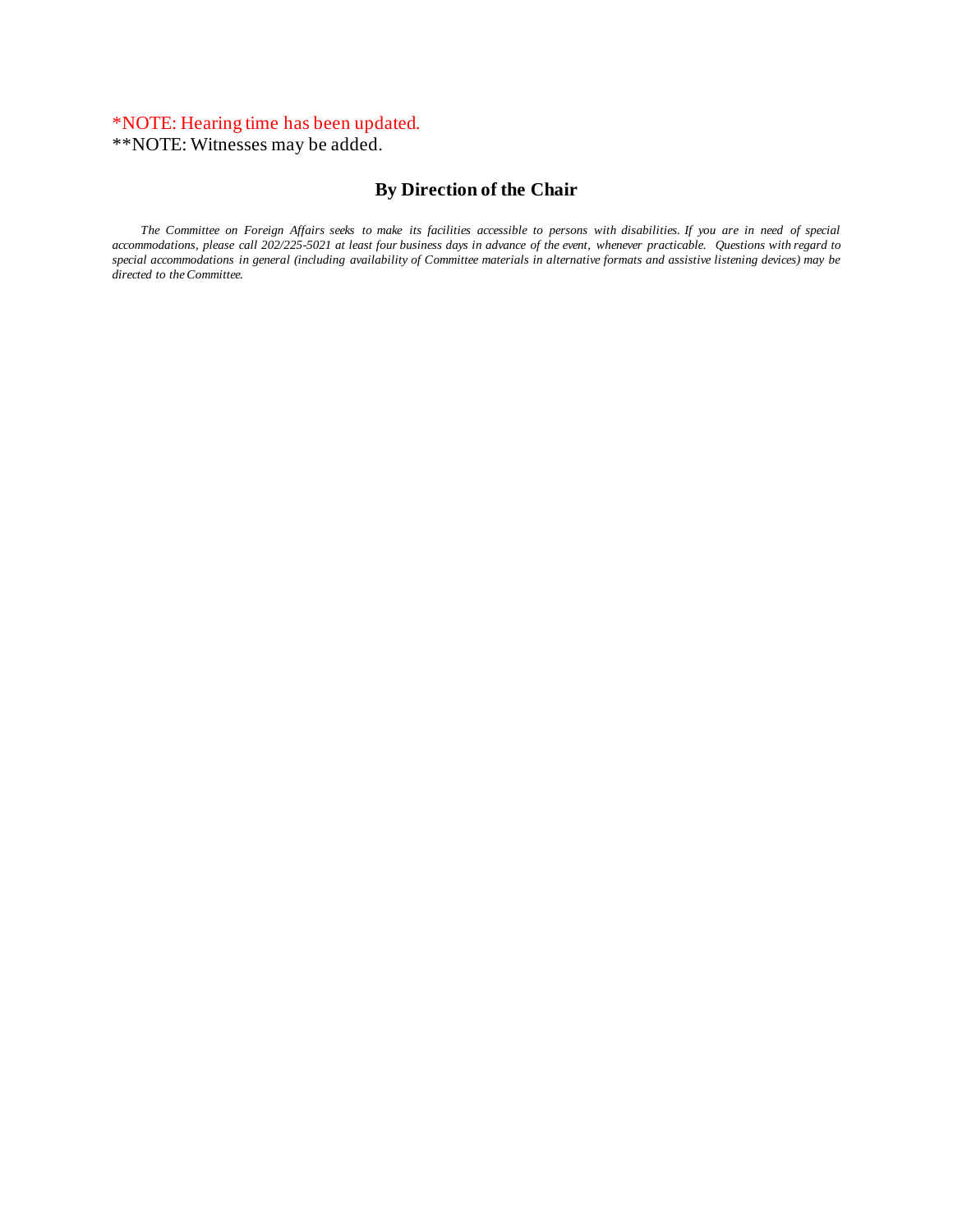*NOTE: Hearing time has been updated.
**NOTE: Witnesses may be added.

**By Direction of the Chair**

*The Committee on Foreign Affairs seeks to make its facilities accessible to persons with disabilities. If you are in need of special accommodations, please call 202/225-5021 at least four business days in advance of the event, whenever practicable. Questions with regard to special accommodations in general (including availability of Committee materials in alternative formats and assistive listening devices) may be directed to the Committee.*